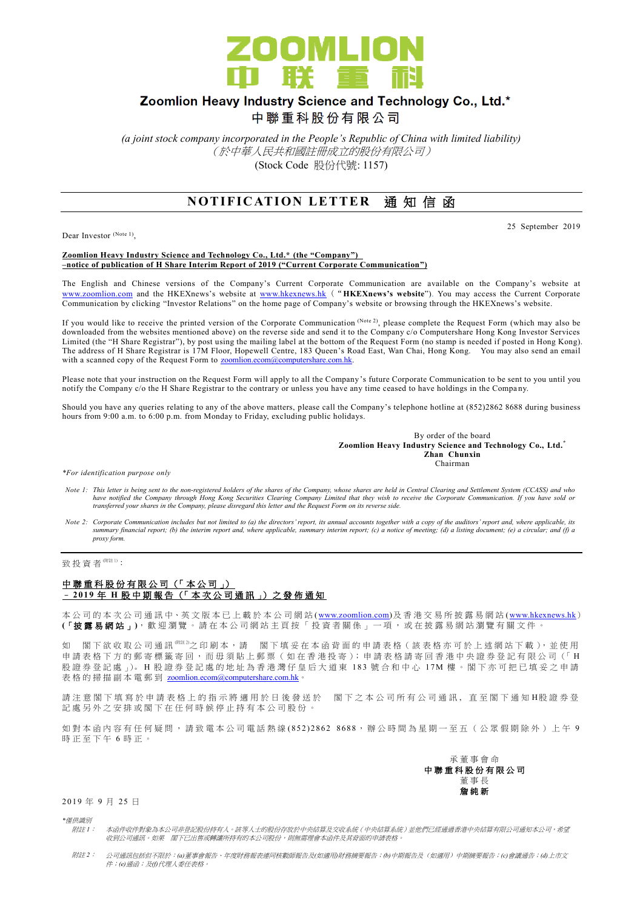# ZOOMLION
# 中 联 重 科

## Zoomlion Heavy Industry Science and Technology Co., Ltd.*
## 中聯重科股份有限公司

*(a joint stock company incorporated in the People's Republic of China with limited liability)*
*（於中華人民共和國註冊成立的股份有限公司）*
(Stock Code 股份代號: 1157)

---

## NOTIFICATION LETTER 通 知 信 函

25 September 2019

Dear Investor (Note 1),

**Zoomlion Heavy Industry Science and Technology Co., Ltd.* (the "Company")**
**–notice of publication of H Share Interim Report of 2019 ("Current Corporate Communication")**

The English and Chinese versions of the Company's Current Corporate Communication are available on the Company's website at www.zoomlion.com and the HKEXnews's website at www.hkexnews.hk ("**HKEXnews's website**"). You may access the Current Corporate Communication by clicking "Investor Relations" on the home page of Company's website or browsing through the HKEXnews's website.

If you would like to receive the printed version of the Corporate Communication (Note 2), please complete the Request Form (which may also be downloaded from the websites mentioned above) on the reverse side and send it to the Company c/o Computershare Hong Kong Investor Services Limited (the "H Share Registrar"), by post using the mailing label at the bottom of the Request Form (no stamp is needed if posted in Hong Kong). The address of H Share Registrar is 17M Floor, Hopewell Centre, 183 Queen's Road East, Wan Chai, Hong Kong. You may also send an email with a scanned copy of the Request Form to zoomlion.ecom@computershare.com.hk.

Please note that your instruction on the Request Form will apply to all the Company's future Corporate Communication to be sent to you until you notify the Company c/o the H Share Registrar to the contrary or unless you have any time ceased to have holdings in the Company.

Should you have any queries relating to any of the above matters, please call the Company's telephone hotline at (852)2862 8688 during business hours from 9:00 a.m. to 6:00 p.m. from Monday to Friday, excluding public holidays.

By order of the board
**Zoomlion Heavy Industry Science and Technology Co., Ltd.***
**Zhan Chunxin**
Chairman

*\*For identification purpose only*

*Note 1: This letter is being sent to the non-registered holders of the shares of the Company, whose shares are held in Central Clearing and Settlement System (CCASS) and who have notified the Company through Hong Kong Securities Clearing Company Limited that they wish to receive the Corporate Communication. If you have sold or transferred your shares in the Company, please disregard this letter and the Request Form on its reverse side.*

*Note 2: Corporate Communication includes but not limited to (a) the directors' report, its annual accounts together with a copy of the auditors' report and, where applicable, its summary financial report; (b) the interim report and, where applicable, summary interim report; (c) a notice of meeting; (d) a listing document; (e) a circular; and (f) a proxy form.*

---

致投資者(附註1)：

**中聯重科股份有限公司（「本公司」）**
**－2019年H股中期報告（「本次公司通訊」）之發佈通知**

本公司的本次公司通訊中、英文版本已上載於本公司網站(www.zoomlion.com)及香港交易所披露易網站(www.hkexnews.hk)(**「披露易網站」**)，歡迎瀏覽。請在本公司網站主頁按「投資者關係」一項，或在披露易網站瀏覽有關文件。

如 閣下欲收取公司通訊(附註2)之印刷本，請 閣下填妥在本函背面的申請表格（該表格亦可於上述網站下載），並使用申請表格下方的郵寄標籤寄回，而毋須貼上郵票（如在香港投寄）；申請表格請寄回香港中央證券登記有限公司（「H股證券登記處」）。H股證券登記處的地址為香港灣仔皇后大道東183號合和中心17M樓。閣下亦可把已填妥之申請表格的掃描副本電郵到 zoomlion.ecom@computershare.com.hk 。

請注意閣下填寫於申請表格上的指示將適用於日後發送於 閣下之本公司所有公司通訊，直至閣下通知H股證券登記處另外之安排或閣下在任何時候停止持有本公司股份。

如對本函內容有任何疑問，請致電本公司電話熱線(852)2862 8688，辦公時間為星期一至五（公眾假期除外）上午9時正至下午6時正。

承董事會命
**中聯重科股份有限公司**
董事長
**詹純新**

2019年9月25日

*\*僅供識別*

*附註1： 本函件收件對象為本公司非登記股份持有人。該等人士的股份存放於中央結算及交收系統（中央結算系統）並他們已經通過香港中央結算有限公司通知本公司，希望收到公司通訊。如果 閣下已出售或轉讓所持有的本公司股份，則無需理會本函件及其背面的申請表格。*

*附註2： 公司通訊包括但不限於：(a)董事會報告、年度財務報表連同核數師報告及(如適用)財務摘要報告；(b)中期報告及（如適用）中期摘要報告；(c)會議通告；(d)上市文件；(e)通函；及(f)代理人委任表格。*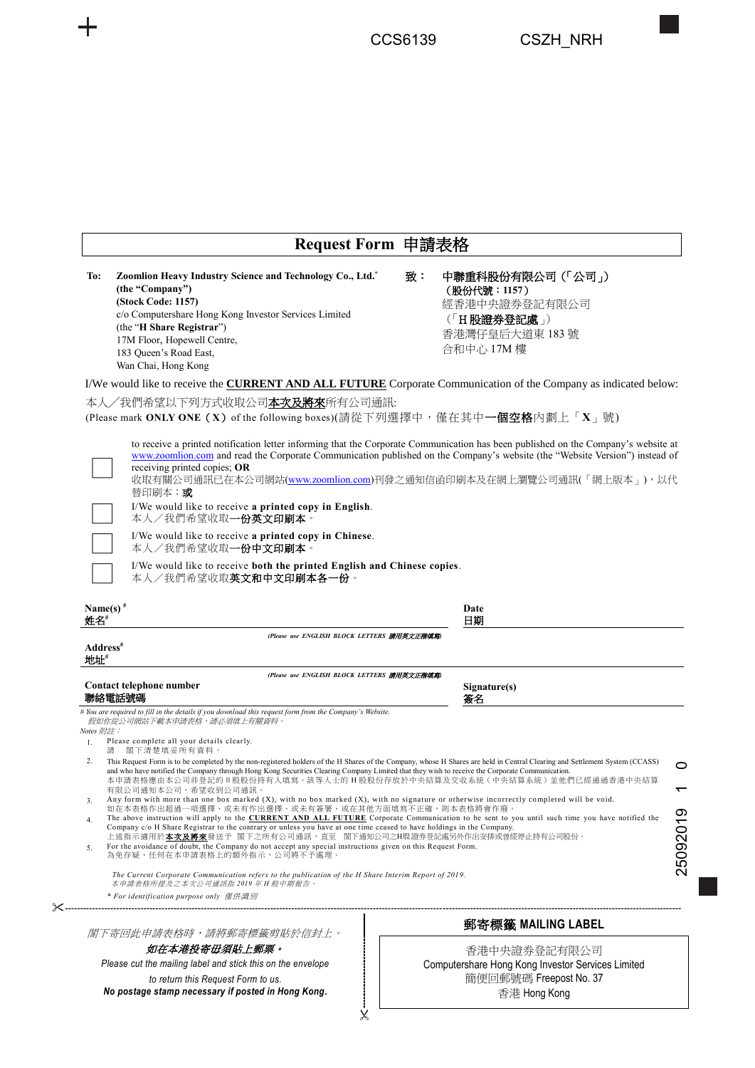CCS6139 CSZH_NRH

# Request Form 申請表格

**To:** **Zoomlion Heavy Industry Science and Technology Co., Ltd.*** **(the "Company")** **(Stock Code: 1157)**
c/o Computershare Hong Kong Investor Services Limited
(the "**H Share Registrar**")
17M Floor, Hopewell Centre,
183 Queen's Road East,
Wan Chai, Hong Kong

**致：** **中聯重科股份有限公司（「公司」）** **（股份代號：1157）**
經香港中央證券登記有限公司
（「**H股證券登記處**」）
香港灣仔皇后大道東183號
合和中心17M樓

I/We would like to receive the **CURRENT AND ALL FUTURE** Corporate Communication of the Company as indicated below:
本人／我們希望以下列方式收取公司**本次及將來**所有公司通訊:
(Please mark **ONLY ONE** （**X**） of the following boxes)(請從下列選擇中，僅在其中**一個空格**內劃上「**X**」號)

☐ to receive a printed notification letter informing that the Corporate Communication has been published on the Company's website at www.zoomlion.com and read the Corporate Communication published on the Company's website (the "Website Version") instead of receiving printed copies; **OR**
收取有關公司通訊已在本公司網站(www.zoomlion.com)刊發之通知信函印刷本及在網上瀏覽公司通訊(「網上版本」)，以代替印刷本；**或**

☐ I/We would like to receive **a printed copy in English**.
本人／我們希望收取**一份英文印刷本**。

☐ I/We would like to receive **a printed copy in Chinese**.
本人／我們希望收取**一份中文印刷本**。

☐ I/We would like to receive **both the printed English and Chinese copies**.
本人／我們希望收取**英文和中文印刷本各一份**。

| | |
|---|---|
| **Name(s)** # **姓名**# | **Date 日期** |
| *(Please use ENGLISH BLOCK LETTERS 請用英文正楷填寫)* | |
| **Address**# **地址**# | |
| *(Please use ENGLISH BLOCK LETTERS 請用英文正楷填寫)* | |
| **Contact telephone number 聯絡電話號碼** | **Signature(s) 簽名** |

*# You are required to fill in the details if you download this request form from the Company's Website.*
*假如你從公司網站下載本申請表格，請必須填上有關資料。*

*Notes 附註：*

1. Please complete all your details clearly.
   請 閣下清楚填妥所有資料。
2. This Request Form is to be completed by the non-registered holders of the H Shares of the Company, whose H Shares are held in Central Clearing and Settlement System (CCASS) and who have notified the Company through Hong Kong Securities Clearing Company Limited that they wish to receive the Corporate Communication.
   本申請表格應由本公司非登記的H股股份持有人填寫。該等人士的H股股份存放於中央結算及交收系統（中央結算系統）並他們已經通過香港中央結算有限公司通知本公司，希望收到公司通訊。
3. Any form with more than one box marked (X), with no box marked (X), with no signature or otherwise incorrectly completed will be void.
   如在本表格作出超過一項選擇，或未有作出選擇，或未有簽署，或在其他方面填寫不正確，則本表格將會作廢。
4. The above instruction will apply to the **CURRENT AND ALL FUTURE** Corporate Communication to be sent to you until such time you have notified the Company c/o H Share Registrar to the contrary or unless you have at one time ceased to have holdings in the Company.
   上述指示適用於**本次及將來**發送予 閣下之所有公司通訊，直至 閣下通知公司之H股證券登記處另外作出安排或曾經停止持有公司股份。
5. For the avoidance of doubt, the Company do not accept any special instructions given on this Request Form.
   為免存疑，任何在本申請表格上的額外指示，公司將不予處理。

*The Current Corporate Communication refers to the publication of the H Share Interim Report of 2019.*
*本申請表格所提及之本次公司通訊指2019年H股中期報告。*

*\* For identification purpose only 僅供識別*

25092019 1 0

---

*閣下寄回此申請表格時，請將郵寄標籤剪貼於信封上。*
***如在本港投寄毋須貼上郵票。***
*Please cut the mailing label and stick this on the envelope to return this Request Form to us.*
***No postage stamp necessary if posted in Hong Kong.***

**郵寄標籤 MAILING LABEL**

香港中央證券登記有限公司
Computershare Hong Kong Investor Services Limited
簡便回郵號碼 Freepost No. 37
香港 Hong Kong